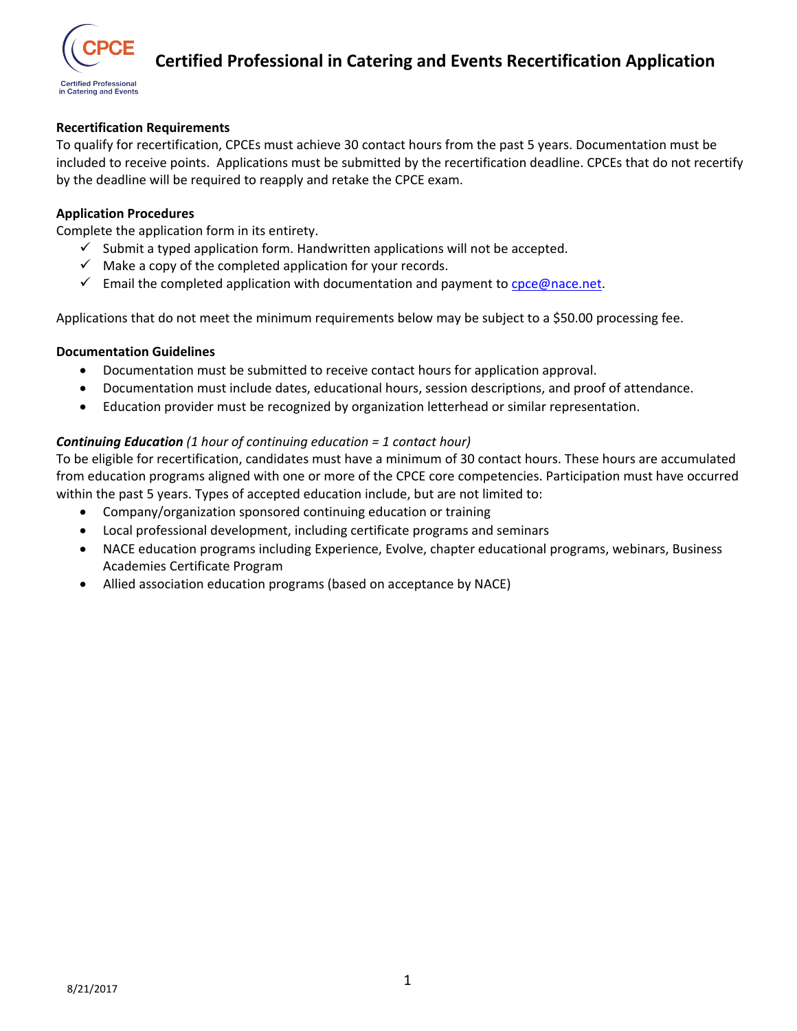# Certified Professional in Catering and Events Recertification Application

**Recertification Requirements**

To qualify for recertification, CPCEs must achieve 30 contact hours from the past 5 years. Documentation must be included to receive points. Applications must be submitted by the recertification deadline. CPCEs that do not recertify by the deadline will be required to reapply and retake the CPCE exam.

**Application Procedures**

Complete the application form in its entirety.

- ✓ Submit a typed application form. Handwritten applications will not be accepted.
- ✓ Make a copy of the completed application for your records.
- ✓ Email the completed application with documentation and payment to cpce@nace.net.

Applications that do not meet the minimum requirements below may be subject to a $50.00 processing fee.

**Documentation Guidelines**

- Documentation must be submitted to receive contact hours for application approval.
- Documentation must include dates, educational hours, session descriptions, and proof of attendance.
- Education provider must be recognized by organization letterhead or similar representation.

***Continuing Education*** *(1 hour of continuing education = 1 contact hour)*

To be eligible for recertification, candidates must have a minimum of 30 contact hours. These hours are accumulated from education programs aligned with one or more of the CPCE core competencies. Participation must have occurred within the past 5 years. Types of accepted education include, but are not limited to:

- Company/organization sponsored continuing education or training
- Local professional development, including certificate programs and seminars
- NACE education programs including Experience, Evolve, chapter educational programs, webinars, Business Academies Certificate Program
- Allied association education programs (based on acceptance by NACE)

8/21/2017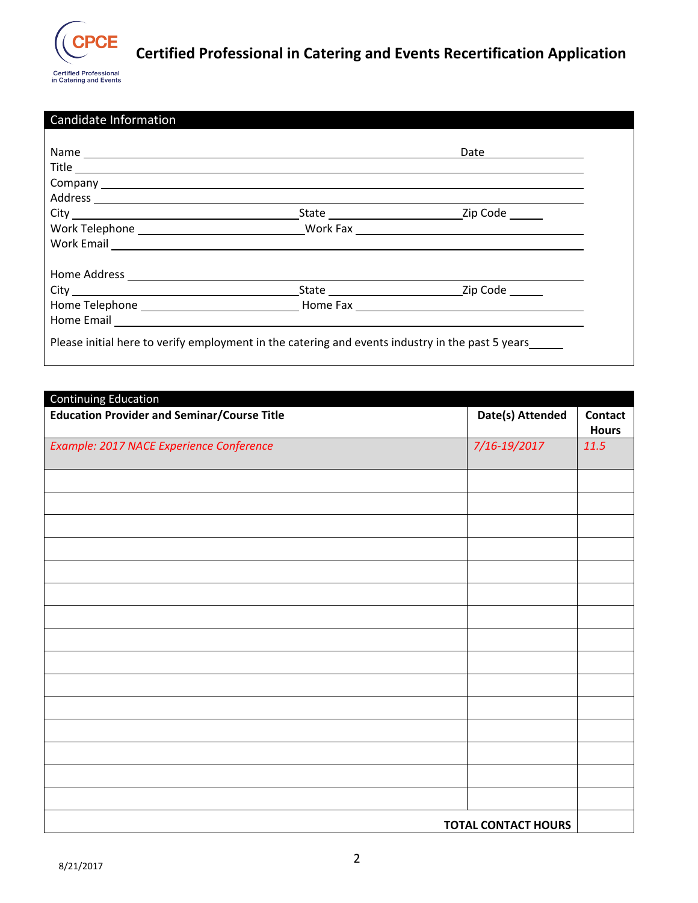Certified Professional in Catering and Events

# Certified Professional in Catering and Events Recertification Application

## Candidate Information

Name ______________________________ Date ______________

Title ______________________________

Company ______________________________

Address ______________________________

City ______________________ State ______________ Zip Code ______

Work Telephone ______________________ Work Fax ______________________

Work Email ______________________________

Home Address ______________________________

City ______________________ State ______________ Zip Code ______

Home Telephone ______________________ Home Fax ______________________

Home Email ______________________________

Please initial here to verify employment in the catering and events industry in the past 5 years______

## Continuing Education

| Education Provider and Seminar/Course Title | Date(s) Attended | Contact Hours |
|---|---|---|
| *Example: 2017 NACE Experience Conference* | *7/16-19/2017* | *11.5* |
| | | |
| | | |
| | | |
| | | |
| | | |
| | | |
| | | |
| | | |
| | | |
| | | |
| | | |
| | | |
| | | |
| | | |
| | | |
| | **TOTAL CONTACT HOURS** | |

8/21/2017